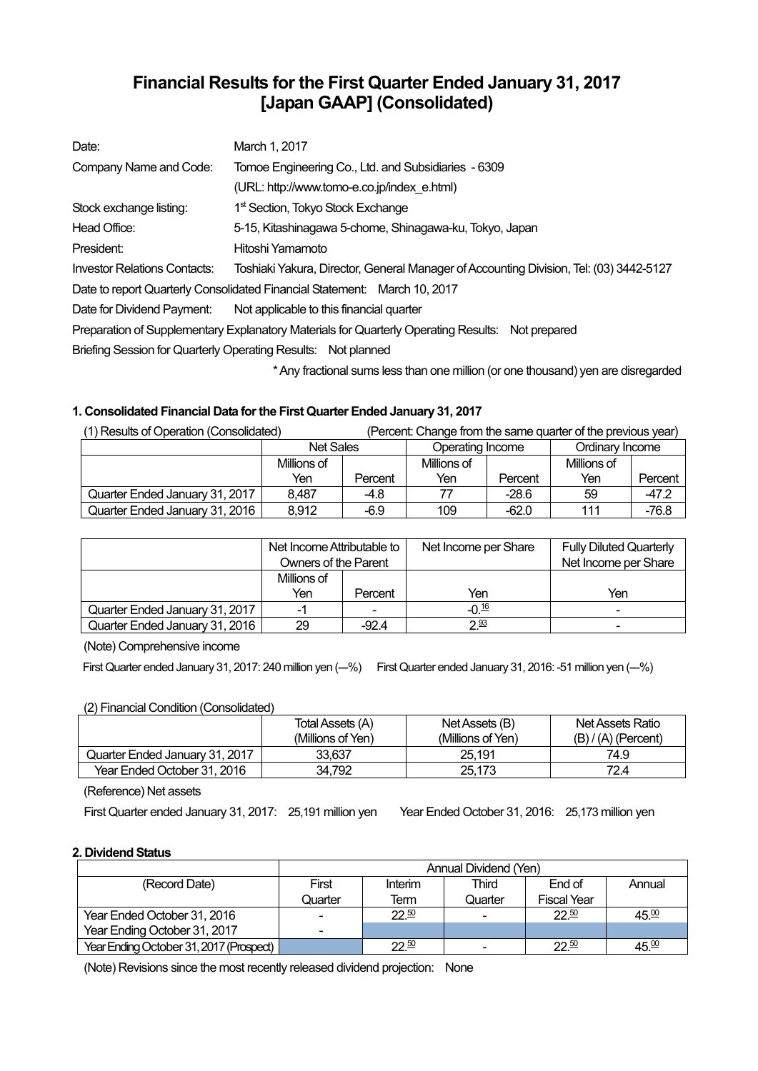# Financial Results for the First Quarter Ended January 31, 2017 [Japan GAAP] (Consolidated)

| | |
|---|---|
| Date: | March 1, 2017 |
| Company Name and Code: | Tomoe Engineering Co., Ltd. and Subsidiaries - 6309 |
| | (URL: http://www.tomo-e.co.jp/index_e.html) |
| Stock exchange listing: | 1st Section, Tokyo Stock Exchange |
| Head Office: | 5-15, Kitashinagawa 5-chome, Shinagawa-ku, Tokyo, Japan |
| President: | Hitoshi Yamamoto |
| Investor Relations Contacts: | Toshiaki Yakura, Director, General Manager of Accounting Division, Tel: (03) 3442-5127 |

Date to report Quarterly Consolidated Financial Statement: March 10, 2017

Date for Dividend Payment: Not applicable to this financial quarter

Preparation of Supplementary Explanatory Materials for Quarterly Operating Results: Not prepared

Briefing Session for Quarterly Operating Results: Not planned

\* Any fractional sums less than one million (or one thousand) yen are disregarded

### 1. Consolidated Financial Data for the First Quarter Ended January 31, 2017

(1) Results of Operation (Consolidated) (Percent: Change from the same quarter of the previous year)

| | Net Sales | | Operating Income | | Ordinary Income | |
|---|---|---|---|---|---|---|
| | Millions of Yen | Percent | Millions of Yen | Percent | Millions of Yen | Percent |
| Quarter Ended January 31, 2017 | 8,487 | -4.8 | 77 | -28.6 | 59 | -47.2 |
| Quarter Ended January 31, 2016 | 8,912 | -6.9 | 109 | -62.0 | 111 | -76.8 |

| | Net Income Attributable to Owners of the Parent | | Net Income per Share | Fully Diluted Quarterly Net Income per Share |
|---|---|---|---|---|
| | Millions of Yen | Percent | Yen | Yen |
| Quarter Ended January 31, 2017 | -1 | - | -0.16 | - |
| Quarter Ended January 31, 2016 | 29 | -92.4 | 2.93 | - |

(Note) Comprehensive income

First Quarter ended January 31, 2017: 240 million yen (―%) First Quarter ended January 31, 2016: -51 million yen (―%)

(2) Financial Condition (Consolidated)

| | Total Assets (A) (Millions of Yen) | Net Assets (B) (Millions of Yen) | Net Assets Ratio (B) / (A) (Percent) |
|---|---|---|---|
| Quarter Ended January 31, 2017 | 33,637 | 25,191 | 74.9 |
| Year Ended October 31, 2016 | 34,792 | 25,173 | 72.4 |

(Reference) Net assets

First Quarter ended January 31, 2017: 25,191 million yen Year Ended October 31, 2016: 25,173 million yen

### 2. Dividend Status

| | Annual Dividend (Yen) | | | | |
|---|---|---|---|---|---|
| (Record Date) | First Quarter | Interim Term | Third Quarter | End of Fiscal Year | Annual |
| Year Ended October 31, 2016 | - | 22.50 | - | 22.50 | 45.00 |
| Year Ending October 31, 2017 | - | | | | |
| Year Ending October 31, 2017 (Prospect) | | 22.50 | - | 22.50 | 45.00 |

(Note) Revisions since the most recently released dividend projection: None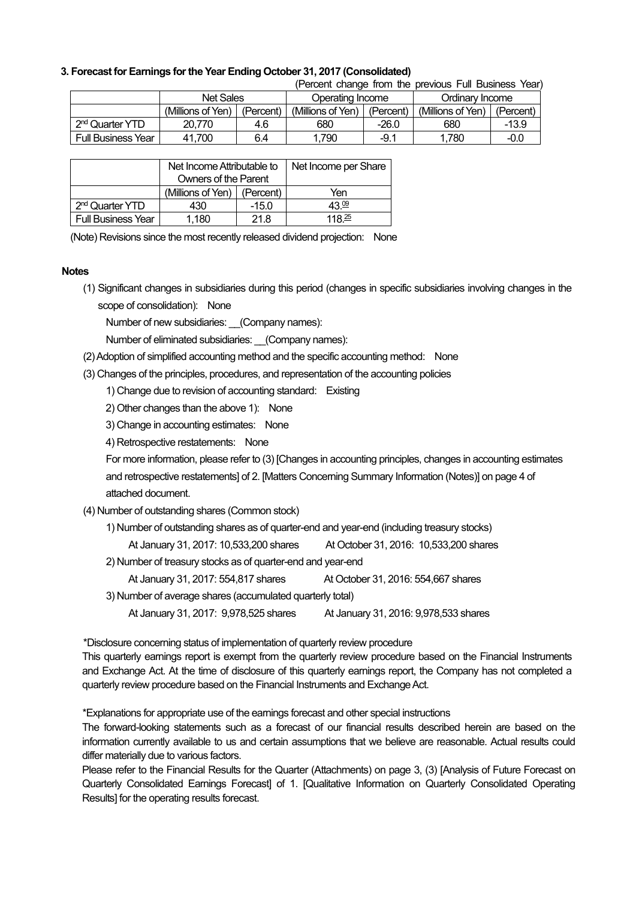### 3. Forecast for Earnings for the Year Ending October 31, 2017 (Consolidated)

(Percent change from the previous Full Business Year)

| | Net Sales | | Operating Income | | Ordinary Income | |
|---|---|---|---|---|---|---|
| | (Millions of Yen) | (Percent) | (Millions of Yen) | (Percent) | (Millions of Yen) | (Percent) |
| 2nd Quarter YTD | 20,770 | 4.6 | 680 | -26.0 | 680 | -13.9 |
| Full Business Year | 41,700 | 6.4 | 1,790 | -9.1 | 1,780 | -0.0 |

| | Net Income Attributable to Owners of the Parent | | Net Income per Share |
|---|---|---|---|
| | (Millions of Yen) | (Percent) | Yen |
| 2nd Quarter YTD | 430 | -15.0 | 43.09 |
| Full Business Year | 1,180 | 21.8 | 118.25 |

(Note) Revisions since the most recently released dividend projection: None

**Notes**

(1) Significant changes in subsidiaries during this period (changes in specific subsidiaries involving changes in the scope of consolidation): None

Number of new subsidiaries: __(Company names):

Number of eliminated subsidiaries: __(Company names):

(2) Adoption of simplified accounting method and the specific accounting method: None

(3) Changes of the principles, procedures, and representation of the accounting policies

1) Change due to revision of accounting standard: Existing

2) Other changes than the above 1): None

3) Change in accounting estimates: None

4) Retrospective restatements: None

For more information, please refer to (3) [Changes in accounting principles, changes in accounting estimates and retrospective restatements] of 2. [Matters Concerning Summary Information (Notes)] on page 4 of attached document.

(4) Number of outstanding shares (Common stock)

1) Number of outstanding shares as of quarter-end and year-end (including treasury stocks)

At January 31, 2017: 10,533,200 shares At October 31, 2016: 10,533,200 shares

2) Number of treasury stocks as of quarter-end and year-end

At January 31, 2017: 554,817 shares At October 31, 2016: 554,667 shares

3) Number of average shares (accumulated quarterly total)

At January 31, 2017: 9,978,525 shares At January 31, 2016: 9,978,533 shares

*Disclosure concerning status of implementation of quarterly review procedure

This quarterly earnings report is exempt from the quarterly review procedure based on the Financial Instruments and Exchange Act. At the time of disclosure of this quarterly earnings report, the Company has not completed a quarterly review procedure based on the Financial Instruments and Exchange Act.

*Explanations for appropriate use of the earnings forecast and other special instructions

The forward-looking statements such as a forecast of our financial results described herein are based on the information currently available to us and certain assumptions that we believe are reasonable. Actual results could differ materially due to various factors.

Please refer to the Financial Results for the Quarter (Attachments) on page 3, (3) [Analysis of Future Forecast on Quarterly Consolidated Earnings Forecast] of 1. [Qualitative Information on Quarterly Consolidated Operating Results] for the operating results forecast.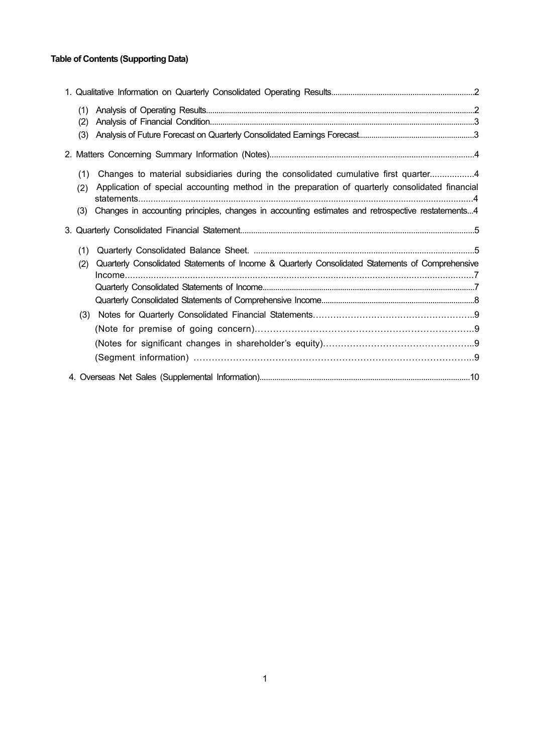**Table of Contents (Supporting Data)**

1. Qualitative Information on Quarterly Consolidated Operating Results..................................................................2
   - (1) Analysis of Operating Results..........................................................................................................................2
   - (2) Analysis of Financial Condition.........................................................................................................................3
   - (3) Analysis of Future Forecast on Quarterly Consolidated Earnings Forecast......................................................3
2. Matters Concerning Summary Information (Notes)...........................................................................................4
   - (1) Changes to material subsidiaries during the consolidated cumulative first quarter..................4
   - (2) Application of special accounting method in the preparation of quarterly consolidated financial statements....................................................................................................................................4
   - (3) Changes in accounting principles, changes in accounting estimates and retrospective restatements...4
3. Quarterly Consolidated Financial Statement..........................................................................................................5
   - (1) Quarterly Consolidated Balance Sheet. ..............................................................................................5
   - (2) Quarterly Consolidated Statements of Income & Quarterly Consolidated Statements of Comprehensive Income.....................................................................................................................................7
     - Quarterly Consolidated Statements of Income...................................................................................................7
     - Quarterly Consolidated Statements of Comprehensive Income........................................................................8
   - (3) Notes for Quarterly Consolidated Financial Statements………………………………………………..9
     - (Note for premise of going concern)…………………………………………………………………..9
     - (Notes for significant changes in shareholder's equity)……………………………………………..9
     - (Segment information) ………………………………………………………………………………..9
4. Overseas Net Sales (Supplemental Information)..................................................................................................10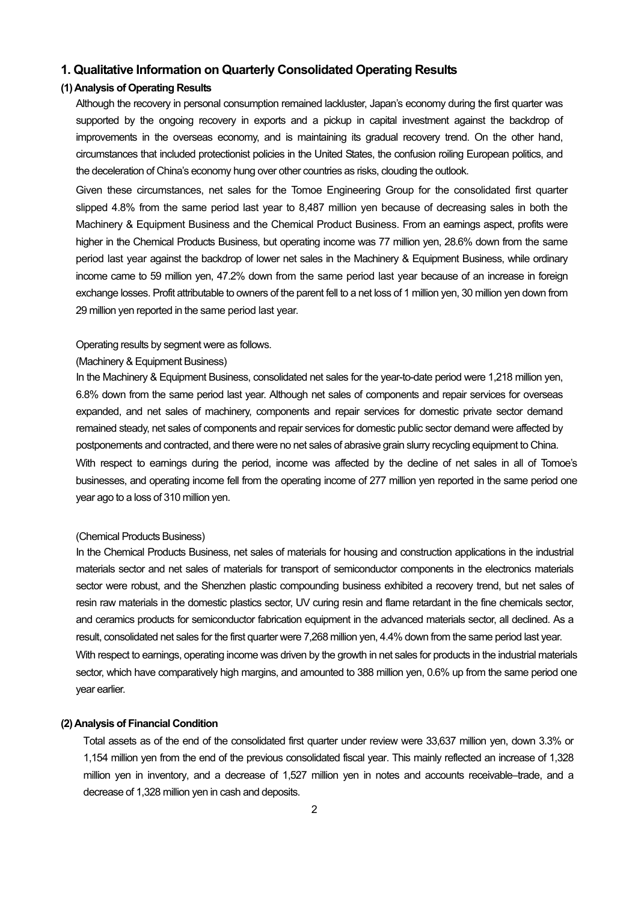## 1. Qualitative Information on Quarterly Consolidated Operating Results

### (1) Analysis of Operating Results

Although the recovery in personal consumption remained lackluster, Japan's economy during the first quarter was supported by the ongoing recovery in exports and a pickup in capital investment against the backdrop of improvements in the overseas economy, and is maintaining its gradual recovery trend. On the other hand, circumstances that included protectionist policies in the United States, the confusion roiling European politics, and the deceleration of China's economy hung over other countries as risks, clouding the outlook.

Given these circumstances, net sales for the Tomoe Engineering Group for the consolidated first quarter slipped 4.8% from the same period last year to 8,487 million yen because of decreasing sales in both the Machinery & Equipment Business and the Chemical Product Business. From an earnings aspect, profits were higher in the Chemical Products Business, but operating income was 77 million yen, 28.6% down from the same period last year against the backdrop of lower net sales in the Machinery & Equipment Business, while ordinary income came to 59 million yen, 47.2% down from the same period last year because of an increase in foreign exchange losses. Profit attributable to owners of the parent fell to a net loss of 1 million yen, 30 million yen down from 29 million yen reported in the same period last year.

Operating results by segment were as follows.

(Machinery & Equipment Business)

In the Machinery & Equipment Business, consolidated net sales for the year-to-date period were 1,218 million yen, 6.8% down from the same period last year. Although net sales of components and repair services for overseas expanded, and net sales of machinery, components and repair services for domestic private sector demand remained steady, net sales of components and repair services for domestic public sector demand were affected by postponements and contracted, and there were no net sales of abrasive grain slurry recycling equipment to China.

With respect to earnings during the period, income was affected by the decline of net sales in all of Tomoe's businesses, and operating income fell from the operating income of 277 million yen reported in the same period one year ago to a loss of 310 million yen.

(Chemical Products Business)

In the Chemical Products Business, net sales of materials for housing and construction applications in the industrial materials sector and net sales of materials for transport of semiconductor components in the electronics materials sector were robust, and the Shenzhen plastic compounding business exhibited a recovery trend, but net sales of resin raw materials in the domestic plastics sector, UV curing resin and flame retardant in the fine chemicals sector, and ceramics products for semiconductor fabrication equipment in the advanced materials sector, all declined. As a result, consolidated net sales for the first quarter were 7,268 million yen, 4.4% down from the same period last year.

With respect to earnings, operating income was driven by the growth in net sales for products in the industrial materials sector, which have comparatively high margins, and amounted to 388 million yen, 0.6% up from the same period one year earlier.

### (2) Analysis of Financial Condition

Total assets as of the end of the consolidated first quarter under review were 33,637 million yen, down 3.3% or 1,154 million yen from the end of the previous consolidated fiscal year. This mainly reflected an increase of 1,328 million yen in inventory, and a decrease of 1,527 million yen in notes and accounts receivable–trade, and a decrease of 1,328 million yen in cash and deposits.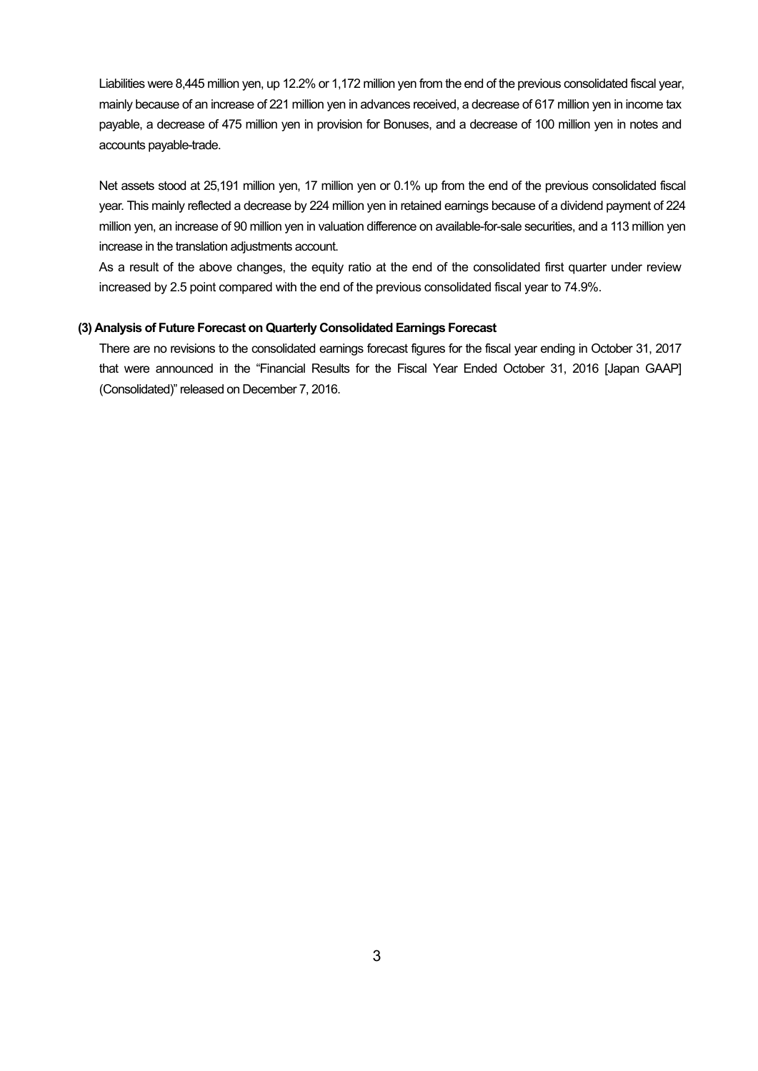Liabilities were 8,445 million yen, up 12.2% or 1,172 million yen from the end of the previous consolidated fiscal year, mainly because of an increase of 221 million yen in advances received, a decrease of 617 million yen in income tax payable, a decrease of 475 million yen in provision for Bonuses, and a decrease of 100 million yen in notes and accounts payable-trade.

Net assets stood at 25,191 million yen, 17 million yen or 0.1% up from the end of the previous consolidated fiscal year. This mainly reflected a decrease by 224 million yen in retained earnings because of a dividend payment of 224 million yen, an increase of 90 million yen in valuation difference on available-for-sale securities, and a 113 million yen increase in the translation adjustments account.

As a result of the above changes, the equity ratio at the end of the consolidated first quarter under review increased by 2.5 point compared with the end of the previous consolidated fiscal year to 74.9%.

### (3) Analysis of Future Forecast on Quarterly Consolidated Earnings Forecast

There are no revisions to the consolidated earnings forecast figures for the fiscal year ending in October 31, 2017 that were announced in the "Financial Results for the Fiscal Year Ended October 31, 2016 [Japan GAAP] (Consolidated)" released on December 7, 2016.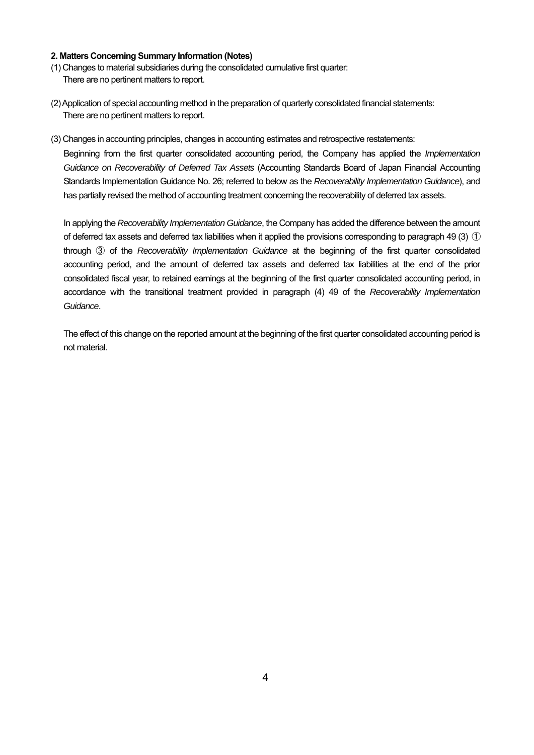**2. Matters Concerning Summary Information (Notes)**

(1) Changes to material subsidiaries during the consolidated cumulative first quarter:
There are no pertinent matters to report.

(2) Application of special accounting method in the preparation of quarterly consolidated financial statements:
There are no pertinent matters to report.

(3) Changes in accounting principles, changes in accounting estimates and retrospective restatements:

Beginning from the first quarter consolidated accounting period, the Company has applied the *Implementation Guidance on Recoverability of Deferred Tax Assets* (Accounting Standards Board of Japan Financial Accounting Standards Implementation Guidance No. 26; referred to below as the *Recoverability Implementation Guidance*), and has partially revised the method of accounting treatment concerning the recoverability of deferred tax assets.

In applying the *Recoverability Implementation Guidance*, the Company has added the difference between the amount of deferred tax assets and deferred tax liabilities when it applied the provisions corresponding to paragraph 49 (3) ① through ③ of the *Recoverability Implementation Guidance* at the beginning of the first quarter consolidated accounting period, and the amount of deferred tax assets and deferred tax liabilities at the end of the prior consolidated fiscal year, to retained earnings at the beginning of the first quarter consolidated accounting period, in accordance with the transitional treatment provided in paragraph (4) 49 of the *Recoverability Implementation Guidance*.

The effect of this change on the reported amount at the beginning of the first quarter consolidated accounting period is not material.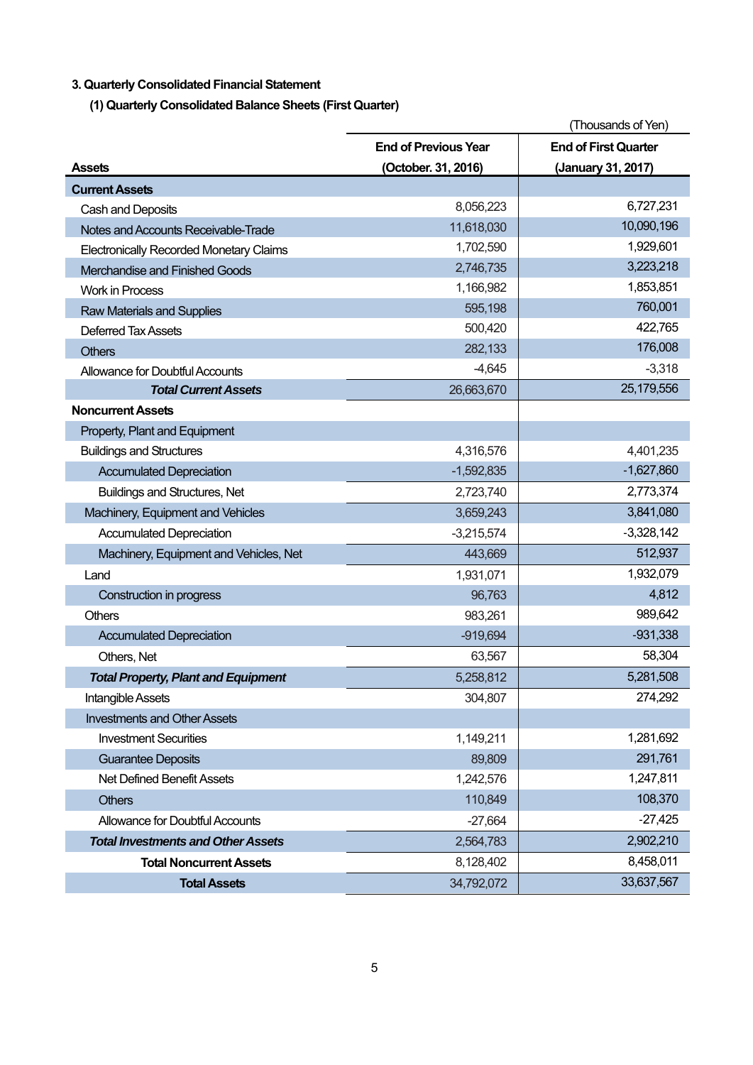### 3. Quarterly Consolidated Financial Statement

#### (1) Quarterly Consolidated Balance Sheets (First Quarter)

(Thousands of Yen)

| Assets | End of Previous Year (October. 31, 2016) | End of First Quarter (January 31, 2017) |
|---|---|---|
| **Current Assets** | | |
| Cash and Deposits | 8,056,223 | 6,727,231 |
| Notes and Accounts Receivable-Trade | 11,618,030 | 10,090,196 |
| Electronically Recorded Monetary Claims | 1,702,590 | 1,929,601 |
| Merchandise and Finished Goods | 2,746,735 | 3,223,218 |
| Work in Process | 1,166,982 | 1,853,851 |
| Raw Materials and Supplies | 595,198 | 760,001 |
| Deferred Tax Assets | 500,420 | 422,765 |
| Others | 282,133 | 176,008 |
| Allowance for Doubtful Accounts | -4,645 | -3,318 |
| ***Total Current Assets*** | 26,663,670 | 25,179,556 |
| **Noncurrent Assets** | | |
| Property, Plant and Equipment | | |
| Buildings and Structures | 4,316,576 | 4,401,235 |
| Accumulated Depreciation | -1,592,835 | -1,627,860 |
| Buildings and Structures, Net | 2,723,740 | 2,773,374 |
| Machinery, Equipment and Vehicles | 3,659,243 | 3,841,080 |
| Accumulated Depreciation | -3,215,574 | -3,328,142 |
| Machinery, Equipment and Vehicles, Net | 443,669 | 512,937 |
| Land | 1,931,071 | 1,932,079 |
| Construction in progress | 96,763 | 4,812 |
| Others | 983,261 | 989,642 |
| Accumulated Depreciation | -919,694 | -931,338 |
| Others, Net | 63,567 | 58,304 |
| ***Total Property, Plant and Equipment*** | 5,258,812 | 5,281,508 |
| Intangible Assets | 304,807 | 274,292 |
| Investments and Other Assets | | |
| Investment Securities | 1,149,211 | 1,281,692 |
| Guarantee Deposits | 89,809 | 291,761 |
| Net Defined Benefit Assets | 1,242,576 | 1,247,811 |
| Others | 110,849 | 108,370 |
| Allowance for Doubtful Accounts | -27,664 | -27,425 |
| ***Total Investments and Other Assets*** | 2,564,783 | 2,902,210 |
| **Total Noncurrent Assets** | 8,128,402 | 8,458,011 |
| **Total Assets** | 34,792,072 | 33,637,567 |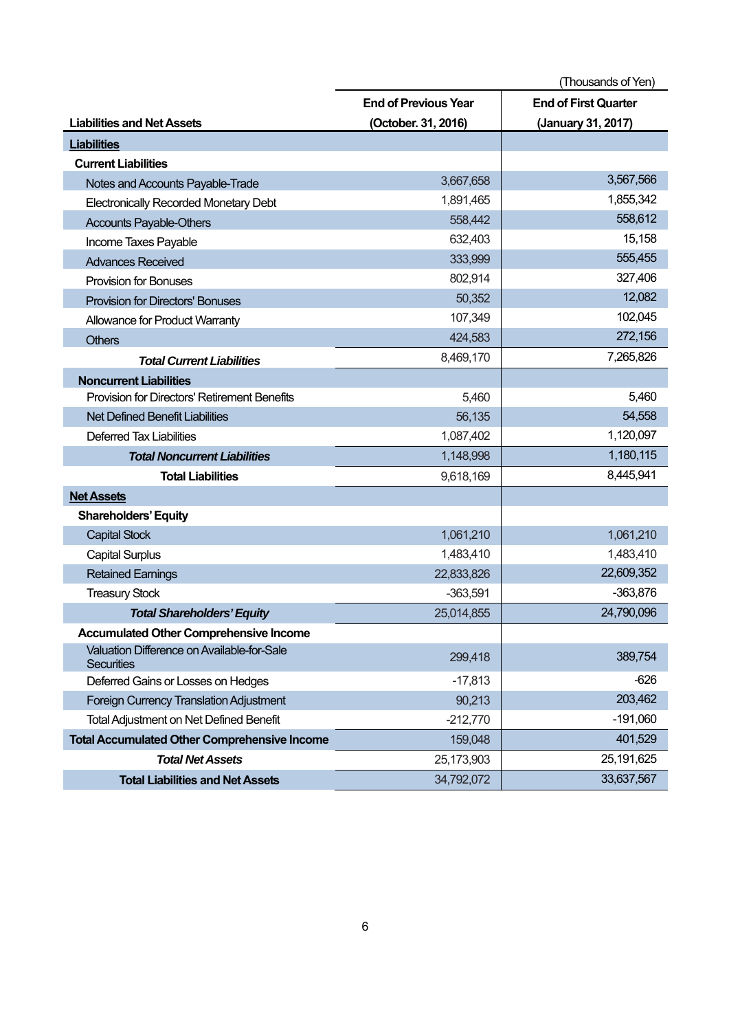(Thousands of Yen)

| Liabilities and Net Assets | End of Previous Year (October. 31, 2016) | End of First Quarter (January 31, 2017) |
|---|---|---|
| **Liabilities** | | |
| **Current Liabilities** | | |
| Notes and Accounts Payable-Trade | 3,667,658 | 3,567,566 |
| Electronically Recorded Monetary Debt | 1,891,465 | 1,855,342 |
| Accounts Payable-Others | 558,442 | 558,612 |
| Income Taxes Payable | 632,403 | 15,158 |
| Advances Received | 333,999 | 555,455 |
| Provision for Bonuses | 802,914 | 327,406 |
| Provision for Directors' Bonuses | 50,352 | 12,082 |
| Allowance for Product Warranty | 107,349 | 102,045 |
| Others | 424,583 | 272,156 |
| ***Total Current Liabilities*** | 8,469,170 | 7,265,826 |
| **Noncurrent Liabilities** | | |
| Provision for Directors' Retirement Benefits | 5,460 | 5,460 |
| Net Defined Benefit Liabilities | 56,135 | 54,558 |
| Deferred Tax Liabilities | 1,087,402 | 1,120,097 |
| ***Total Noncurrent Liabilities*** | 1,148,998 | 1,180,115 |
| **Total Liabilities** | 9,618,169 | 8,445,941 |
| **Net Assets** | | |
| **Shareholders' Equity** | | |
| Capital Stock | 1,061,210 | 1,061,210 |
| Capital Surplus | 1,483,410 | 1,483,410 |
| Retained Earnings | 22,833,826 | 22,609,352 |
| Treasury Stock | -363,591 | -363,876 |
| ***Total Shareholders' Equity*** | 25,014,855 | 24,790,096 |
| **Accumulated Other Comprehensive Income** | | |
| Valuation Difference on Available-for-Sale Securities | 299,418 | 389,754 |
| Deferred Gains or Losses on Hedges | -17,813 | -626 |
| Foreign Currency Translation Adjustment | 90,213 | 203,462 |
| Total Adjustment on Net Defined Benefit | -212,770 | -191,060 |
| **Total Accumulated Other Comprehensive Income** | 159,048 | 401,529 |
| ***Total Net Assets*** | 25,173,903 | 25,191,625 |
| **Total Liabilities and Net Assets** | 34,792,072 | 33,637,567 |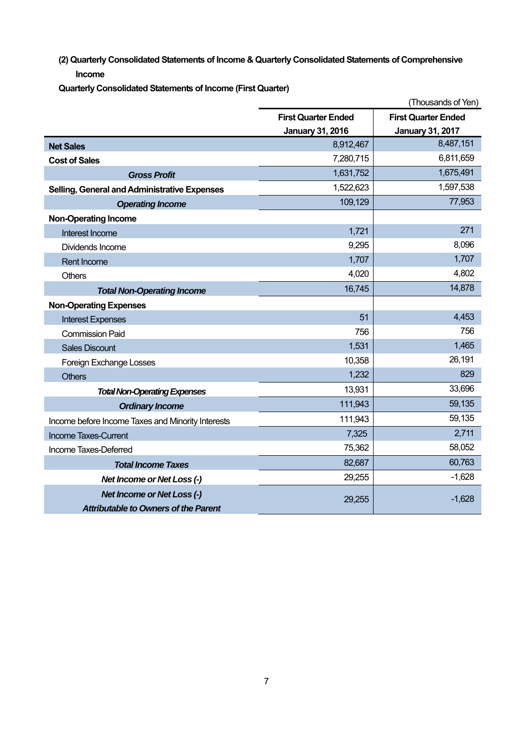### (2) Quarterly Consolidated Statements of Income & Quarterly Consolidated Statements of Comprehensive Income

**Quarterly Consolidated Statements of Income (First Quarter)**

(Thousands of Yen)

| | First Quarter Ended January 31, 2016 | First Quarter Ended January 31, 2017 |
|---|---|---|
| **Net Sales** | 8,912,467 | 8,487,151 |
| **Cost of Sales** | 7,280,715 | 6,811,659 |
| ***Gross Profit*** | 1,631,752 | 1,675,491 |
| **Selling, General and Administrative Expenses** | 1,522,623 | 1,597,538 |
| ***Operating Income*** | 109,129 | 77,953 |
| **Non-Operating Income** | | |
| Interest Income | 1,721 | 271 |
| Dividends Income | 9,295 | 8,096 |
| Rent Income | 1,707 | 1,707 |
| Others | 4,020 | 4,802 |
| ***Total Non-Operating Income*** | 16,745 | 14,878 |
| **Non-Operating Expenses** | | |
| Interest Expenses | 51 | 4,453 |
| Commission Paid | 756 | 756 |
| Sales Discount | 1,531 | 1,465 |
| Foreign Exchange Losses | 10,358 | 26,191 |
| Others | 1,232 | 829 |
| ***Total Non-Operating Expenses*** | 13,931 | 33,696 |
| ***Ordinary Income*** | 111,943 | 59,135 |
| Income before Income Taxes and Minority Interests | 111,943 | 59,135 |
| Income Taxes-Current | 7,325 | 2,711 |
| Income Taxes-Deferred | 75,362 | 58,052 |
| ***Total Income Taxes*** | 82,687 | 60,763 |
| ***Net Income or Net Loss (-)*** | 29,255 | -1,628 |
| ***Net Income or Net Loss (-) Attributable to Owners of the Parent*** | 29,255 | -1,628 |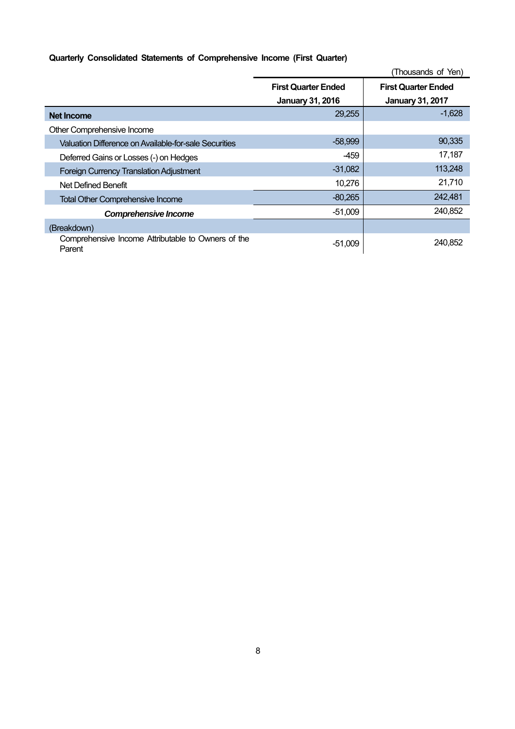**Quarterly Consolidated Statements of Comprehensive Income (First Quarter)**

(Thousands of Yen)

| | First Quarter Ended January 31, 2016 | First Quarter Ended January 31, 2017 |
|---|---|---|
| **Net Income** | 29,255 | -1,628 |
| Other Comprehensive Income | | |
| Valuation Difference on Available-for-sale Securities | -58,999 | 90,335 |
| Deferred Gains or Losses (-) on Hedges | -459 | 17,187 |
| Foreign Currency Translation Adjustment | -31,082 | 113,248 |
| Net Defined Benefit | 10,276 | 21,710 |
| Total Other Comprehensive Income | -80,265 | 242,481 |
| ***Comprehensive Income*** | -51,009 | 240,852 |
| (Breakdown) | | |
| Comprehensive Income Attributable to Owners of the Parent | -51,009 | 240,852 |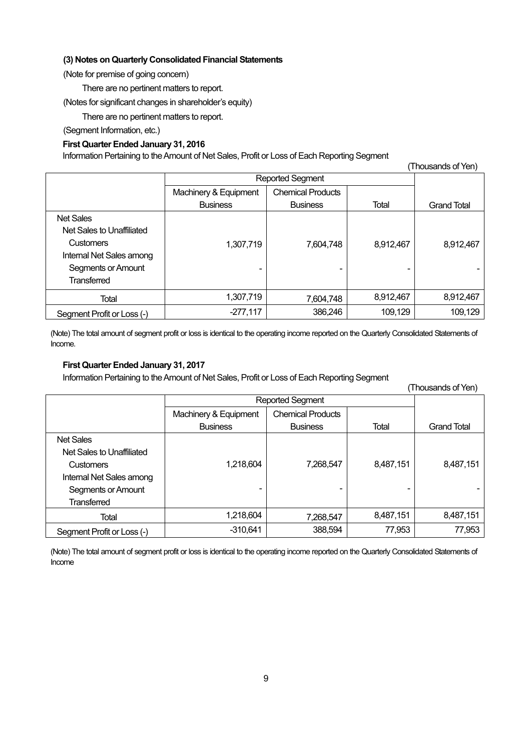### (3) Notes on Quarterly Consolidated Financial Statements

(Note for premise of going concern)

There are no pertinent matters to report.

(Notes for significant changes in shareholder's equity)

There are no pertinent matters to report.

(Segment Information, etc.)

#### First Quarter Ended January 31, 2016

Information Pertaining to the Amount of Net Sales, Profit or Loss of Each Reporting Segment

(Thousands of Yen)

| | Reported Segment | | | |
|---|---|---|---|---|
| | Machinery & Equipment Business | Chemical Products Business | Total | Grand Total |
| Net Sales | | | | |
| Net Sales to Unaffiliated Customers | 1,307,719 | 7,604,748 | 8,912,467 | 8,912,467 |
| Internal Net Sales among Segments or Amount Transferred | - | - | - | - |
| Total | 1,307,719 | 7,604,748 | 8,912,467 | 8,912,467 |
| Segment Profit or Loss (-) | -277,117 | 386,246 | 109,129 | 109,129 |

(Note) The total amount of segment profit or loss is identical to the operating income reported on the Quarterly Consolidated Statements of Income.

#### First Quarter Ended January 31, 2017

Information Pertaining to the Amount of Net Sales, Profit or Loss of Each Reporting Segment

(Thousands of Yen)

| | Reported Segment | | | |
|---|---|---|---|---|
| | Machinery & Equipment Business | Chemical Products Business | Total | Grand Total |
| Net Sales | | | | |
| Net Sales to Unaffiliated Customers | 1,218,604 | 7,268,547 | 8,487,151 | 8,487,151 |
| Internal Net Sales among Segments or Amount Transferred | - | - | - | - |
| Total | 1,218,604 | 7,268,547 | 8,487,151 | 8,487,151 |
| Segment Profit or Loss (-) | -310,641 | 388,594 | 77,953 | 77,953 |

(Note) The total amount of segment profit or loss is identical to the operating income reported on the Quarterly Consolidated Statements of Income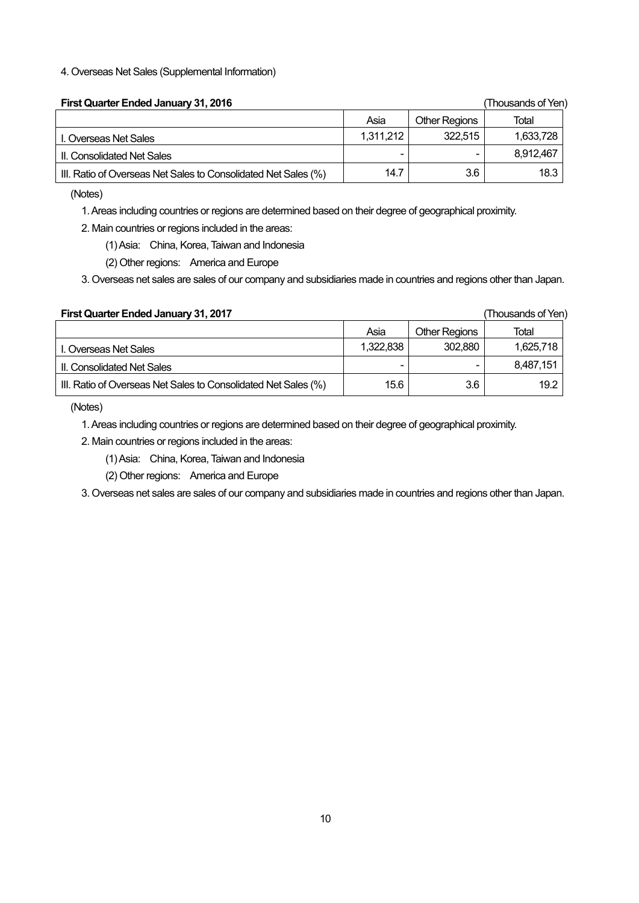4. Overseas Net Sales (Supplemental Information)

**First Quarter Ended January 31, 2016**

(Thousands of Yen)

| | Asia | Other Regions | Total |
|---|---|---|---|
| I. Overseas Net Sales | 1,311,212 | 322,515 | 1,633,728 |
| II. Consolidated Net Sales | - | - | 8,912,467 |
| III. Ratio of Overseas Net Sales to Consolidated Net Sales (%) | 14.7 | 3.6 | 18.3 |

(Notes)

1. Areas including countries or regions are determined based on their degree of geographical proximity.
2. Main countries or regions included in the areas:
   (1) Asia: China, Korea, Taiwan and Indonesia
   (2) Other regions: America and Europe
3. Overseas net sales are sales of our company and subsidiaries made in countries and regions other than Japan.

**First Quarter Ended January 31, 2017**

(Thousands of Yen)

| | Asia | Other Regions | Total |
|---|---|---|---|
| I. Overseas Net Sales | 1,322,838 | 302,880 | 1,625,718 |
| II. Consolidated Net Sales | - | - | 8,487,151 |
| III. Ratio of Overseas Net Sales to Consolidated Net Sales (%) | 15.6 | 3.6 | 19.2 |

(Notes)

1. Areas including countries or regions are determined based on their degree of geographical proximity.
2. Main countries or regions included in the areas:
   (1) Asia: China, Korea, Taiwan and Indonesia
   (2) Other regions: America and Europe
3. Overseas net sales are sales of our company and subsidiaries made in countries and regions other than Japan.